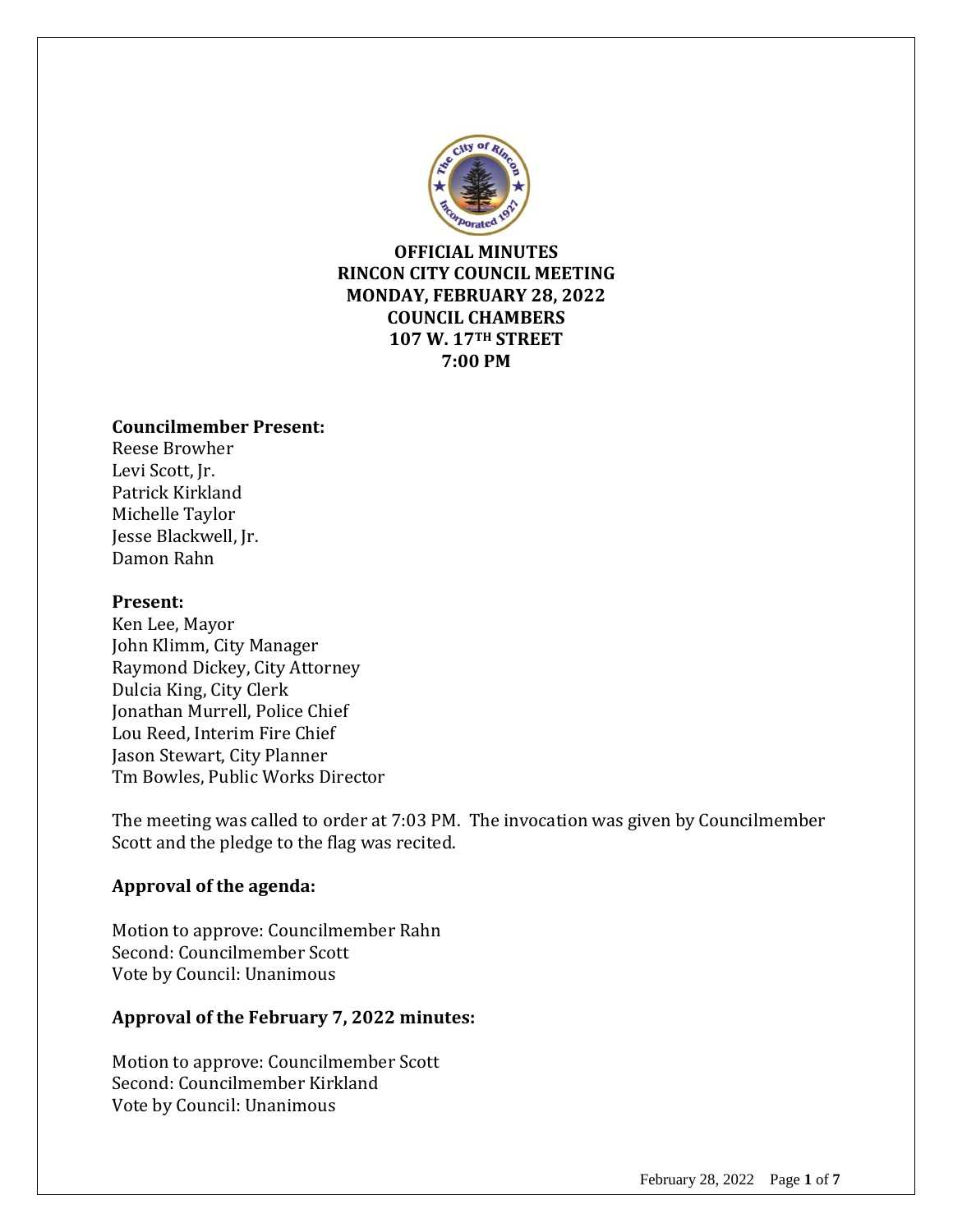# OFFICIAL MINUTES
# RINCON CITY COUNCIL MEETING
# MONDAY, FEBRUARY 28, 2022
# COUNCIL CHAMBERS
# 107 W. 17TH STREET
# 7:00 PM

**Councilmember Present:**
Reese Browher
Levi Scott, Jr.
Patrick Kirkland
Michelle Taylor
Jesse Blackwell, Jr.
Damon Rahn

**Present:**
Ken Lee, Mayor
John Klimm, City Manager
Raymond Dickey, City Attorney
Dulcia King, City Clerk
Jonathan Murrell, Police Chief
Lou Reed, Interim Fire Chief
Jason Stewart, City Planner
Tm Bowles, Public Works Director

The meeting was called to order at 7:03 PM. The invocation was given by Councilmember Scott and the pledge to the flag was recited.

**Approval of the agenda:**

Motion to approve: Councilmember Rahn
Second: Councilmember Scott
Vote by Council: Unanimous

**Approval of the February 7, 2022 minutes:**

Motion to approve: Councilmember Scott
Second: Councilmember Kirkland
Vote by Council: Unanimous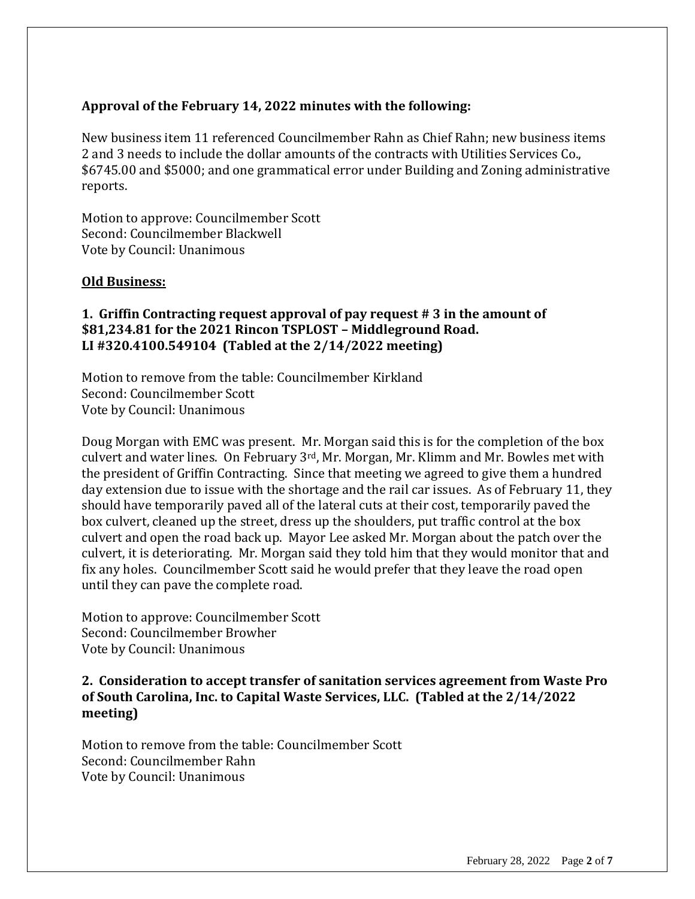**Approval of the February 14, 2022 minutes with the following:**

New business item 11 referenced Councilmember Rahn as Chief Rahn; new business items 2 and 3 needs to include the dollar amounts of the contracts with Utilities Services Co., $6745.00 and $5000; and one grammatical error under Building and Zoning administrative reports.

Motion to approve: Councilmember Scott
Second: Councilmember Blackwell
Vote by Council: Unanimous

**Old Business:**

**1. Griffin Contracting request approval of pay request # 3 in the amount of $81,234.81 for the 2021 Rincon TSPLOST – Middleground Road. LI #320.4100.549104 (Tabled at the 2/14/2022 meeting)**

Motion to remove from the table: Councilmember Kirkland
Second: Councilmember Scott
Vote by Council: Unanimous

Doug Morgan with EMC was present. Mr. Morgan said this is for the completion of the box culvert and water lines. On February 3rd, Mr. Morgan, Mr. Klimm and Mr. Bowles met with the president of Griffin Contracting. Since that meeting we agreed to give them a hundred day extension due to issue with the shortage and the rail car issues. As of February 11, they should have temporarily paved all of the lateral cuts at their cost, temporarily paved the box culvert, cleaned up the street, dress up the shoulders, put traffic control at the box culvert and open the road back up. Mayor Lee asked Mr. Morgan about the patch over the culvert, it is deteriorating. Mr. Morgan said they told him that they would monitor that and fix any holes. Councilmember Scott said he would prefer that they leave the road open until they can pave the complete road.

Motion to approve: Councilmember Scott
Second: Councilmember Browher
Vote by Council: Unanimous

**2. Consideration to accept transfer of sanitation services agreement from Waste Pro of South Carolina, Inc. to Capital Waste Services, LLC. (Tabled at the 2/14/2022 meeting)**

Motion to remove from the table: Councilmember Scott
Second: Councilmember Rahn
Vote by Council: Unanimous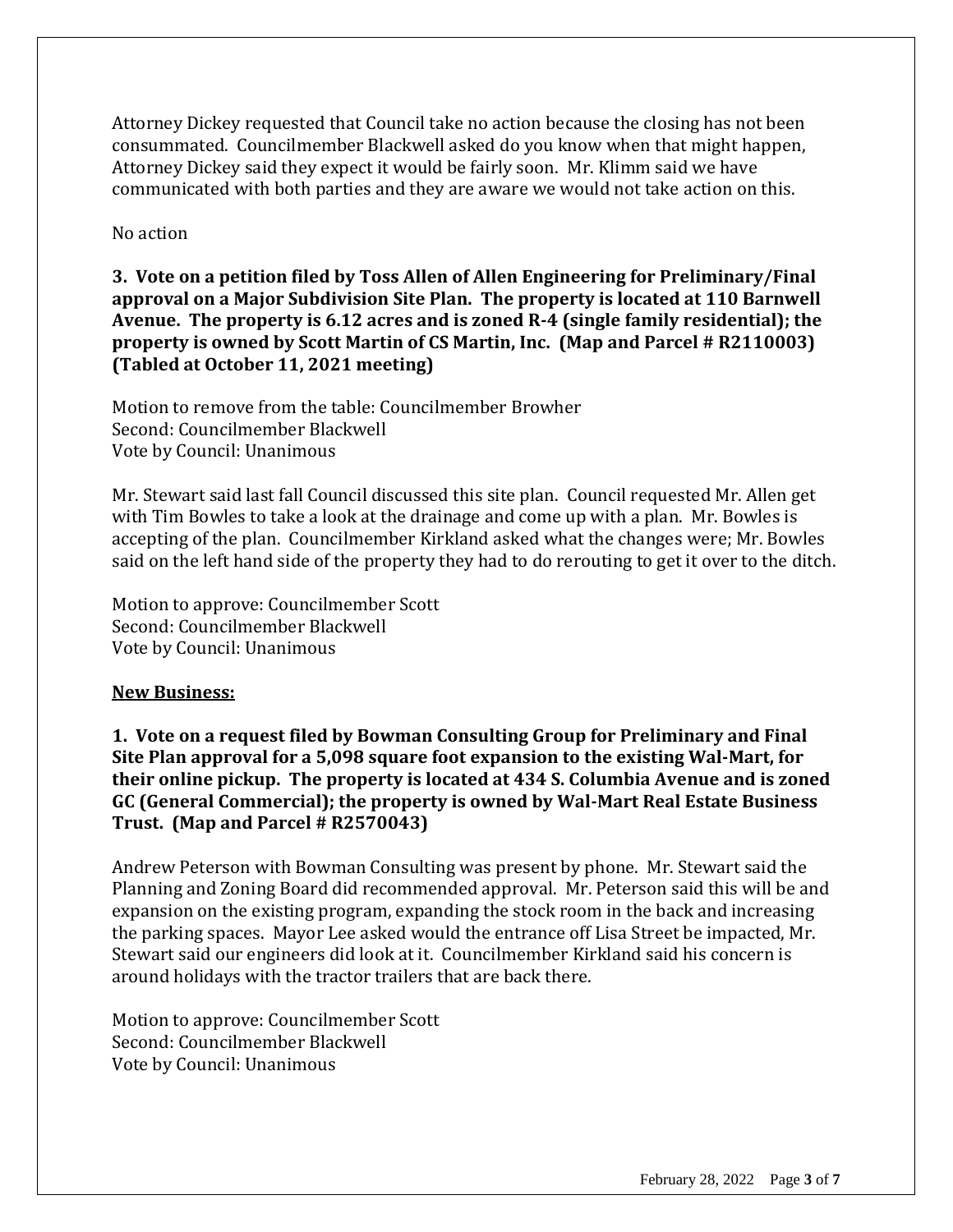Attorney Dickey requested that Council take no action because the closing has not been consummated. Councilmember Blackwell asked do you know when that might happen, Attorney Dickey said they expect it would be fairly soon. Mr. Klimm said we have communicated with both parties and they are aware we would not take action on this.

No action

**3. Vote on a petition filed by Toss Allen of Allen Engineering for Preliminary/Final approval on a Major Subdivision Site Plan. The property is located at 110 Barnwell Avenue. The property is 6.12 acres and is zoned R-4 (single family residential); the property is owned by Scott Martin of CS Martin, Inc. (Map and Parcel # R2110003) (Tabled at October 11, 2021 meeting)**

Motion to remove from the table: Councilmember Browher
Second: Councilmember Blackwell
Vote by Council: Unanimous

Mr. Stewart said last fall Council discussed this site plan. Council requested Mr. Allen get with Tim Bowles to take a look at the drainage and come up with a plan. Mr. Bowles is accepting of the plan. Councilmember Kirkland asked what the changes were; Mr. Bowles said on the left hand side of the property they had to do rerouting to get it over to the ditch.

Motion to approve: Councilmember Scott
Second: Councilmember Blackwell
Vote by Council: Unanimous

**New Business:**

**1. Vote on a request filed by Bowman Consulting Group for Preliminary and Final Site Plan approval for a 5,098 square foot expansion to the existing Wal-Mart, for their online pickup. The property is located at 434 S. Columbia Avenue and is zoned GC (General Commercial); the property is owned by Wal-Mart Real Estate Business Trust. (Map and Parcel # R2570043)**

Andrew Peterson with Bowman Consulting was present by phone. Mr. Stewart said the Planning and Zoning Board did recommended approval. Mr. Peterson said this will be and expansion on the existing program, expanding the stock room in the back and increasing the parking spaces. Mayor Lee asked would the entrance off Lisa Street be impacted, Mr. Stewart said our engineers did look at it. Councilmember Kirkland said his concern is around holidays with the tractor trailers that are back there.

Motion to approve: Councilmember Scott
Second: Councilmember Blackwell
Vote by Council: Unanimous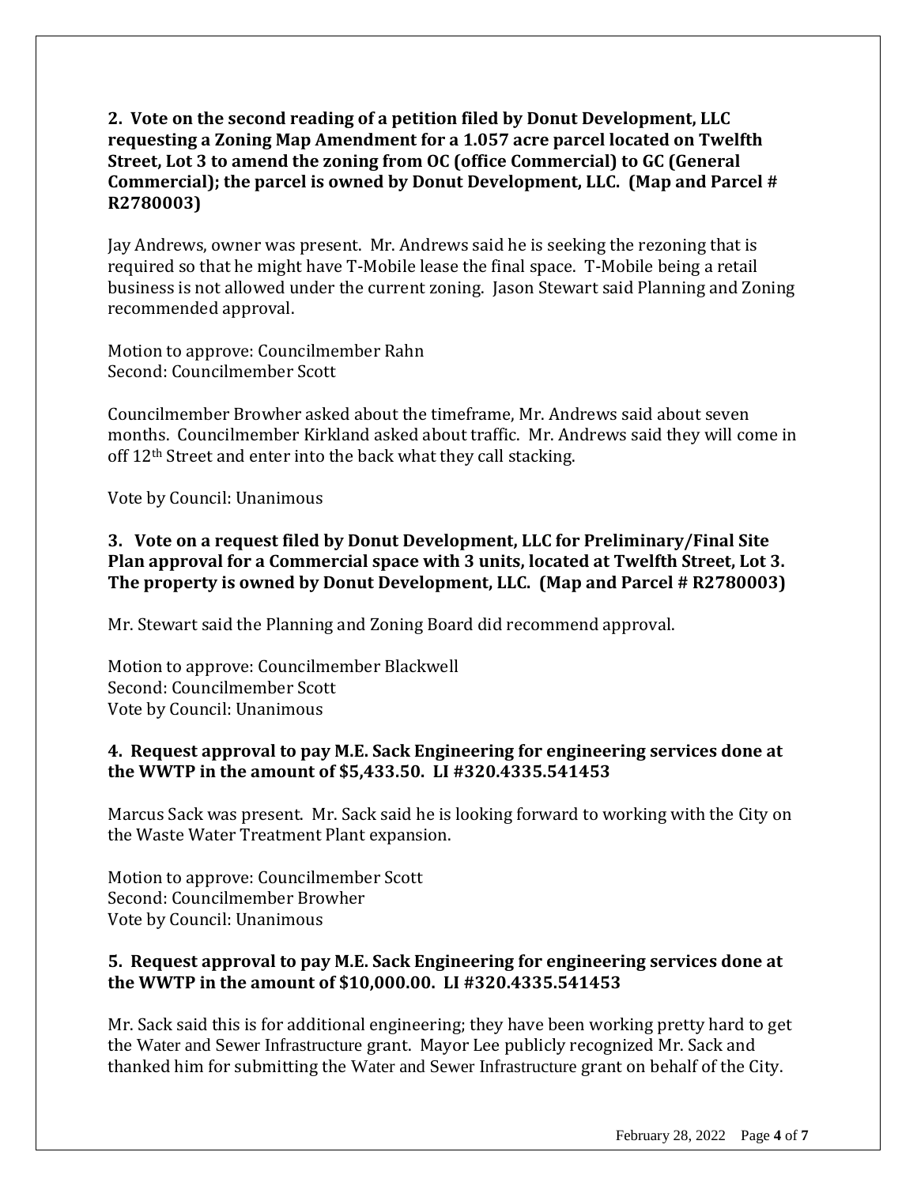**2. Vote on the second reading of a petition filed by Donut Development, LLC requesting a Zoning Map Amendment for a 1.057 acre parcel located on Twelfth Street, Lot 3 to amend the zoning from OC (office Commercial) to GC (General Commercial); the parcel is owned by Donut Development, LLC. (Map and Parcel # R2780003)**

Jay Andrews, owner was present. Mr. Andrews said he is seeking the rezoning that is required so that he might have T-Mobile lease the final space. T-Mobile being a retail business is not allowed under the current zoning. Jason Stewart said Planning and Zoning recommended approval.

Motion to approve: Councilmember Rahn
Second: Councilmember Scott

Councilmember Browher asked about the timeframe, Mr. Andrews said about seven months. Councilmember Kirkland asked about traffic. Mr. Andrews said they will come in off 12th Street and enter into the back what they call stacking.

Vote by Council: Unanimous

**3. Vote on a request filed by Donut Development, LLC for Preliminary/Final Site Plan approval for a Commercial space with 3 units, located at Twelfth Street, Lot 3. The property is owned by Donut Development, LLC. (Map and Parcel # R2780003)**

Mr. Stewart said the Planning and Zoning Board did recommend approval.

Motion to approve: Councilmember Blackwell
Second: Councilmember Scott
Vote by Council: Unanimous

**4. Request approval to pay M.E. Sack Engineering for engineering services done at the WWTP in the amount of $5,433.50. LI #320.4335.541453**

Marcus Sack was present. Mr. Sack said he is looking forward to working with the City on the Waste Water Treatment Plant expansion.

Motion to approve: Councilmember Scott
Second: Councilmember Browher
Vote by Council: Unanimous

**5. Request approval to pay M.E. Sack Engineering for engineering services done at the WWTP in the amount of $10,000.00. LI #320.4335.541453**

Mr. Sack said this is for additional engineering; they have been working pretty hard to get the Water and Sewer Infrastructure grant. Mayor Lee publicly recognized Mr. Sack and thanked him for submitting the Water and Sewer Infrastructure grant on behalf of the City.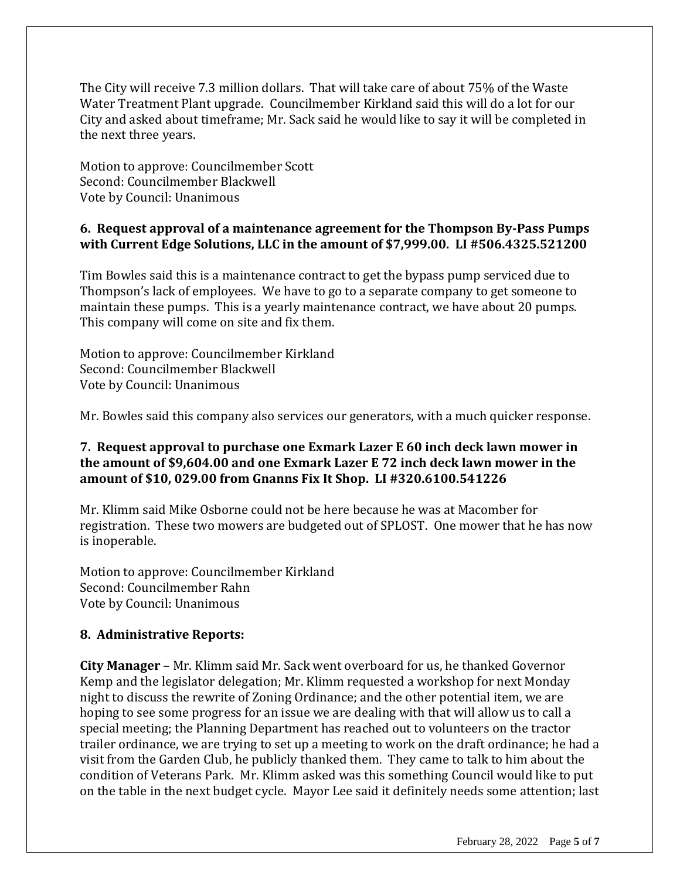The City will receive 7.3 million dollars. That will take care of about 75% of the Waste Water Treatment Plant upgrade. Councilmember Kirkland said this will do a lot for our City and asked about timeframe; Mr. Sack said he would like to say it will be completed in the next three years.

Motion to approve: Councilmember Scott
Second: Councilmember Blackwell
Vote by Council: Unanimous

**6. Request approval of a maintenance agreement for the Thompson By-Pass Pumps with Current Edge Solutions, LLC in the amount of $7,999.00. LI #506.4325.521200**

Tim Bowles said this is a maintenance contract to get the bypass pump serviced due to Thompson's lack of employees. We have to go to a separate company to get someone to maintain these pumps. This is a yearly maintenance contract, we have about 20 pumps. This company will come on site and fix them.

Motion to approve: Councilmember Kirkland
Second: Councilmember Blackwell
Vote by Council: Unanimous

Mr. Bowles said this company also services our generators, with a much quicker response.

**7. Request approval to purchase one Exmark Lazer E 60 inch deck lawn mower in the amount of $9,604.00 and one Exmark Lazer E 72 inch deck lawn mower in the amount of $10, 029.00 from Gnanns Fix It Shop. LI #320.6100.541226**

Mr. Klimm said Mike Osborne could not be here because he was at Macomber for registration. These two mowers are budgeted out of SPLOST. One mower that he has now is inoperable.

Motion to approve: Councilmember Kirkland
Second: Councilmember Rahn
Vote by Council: Unanimous

**8. Administrative Reports:**

**City Manager** – Mr. Klimm said Mr. Sack went overboard for us, he thanked Governor Kemp and the legislator delegation; Mr. Klimm requested a workshop for next Monday night to discuss the rewrite of Zoning Ordinance; and the other potential item, we are hoping to see some progress for an issue we are dealing with that will allow us to call a special meeting; the Planning Department has reached out to volunteers on the tractor trailer ordinance, we are trying to set up a meeting to work on the draft ordinance; he had a visit from the Garden Club, he publicly thanked them. They came to talk to him about the condition of Veterans Park. Mr. Klimm asked was this something Council would like to put on the table in the next budget cycle. Mayor Lee said it definitely needs some attention; last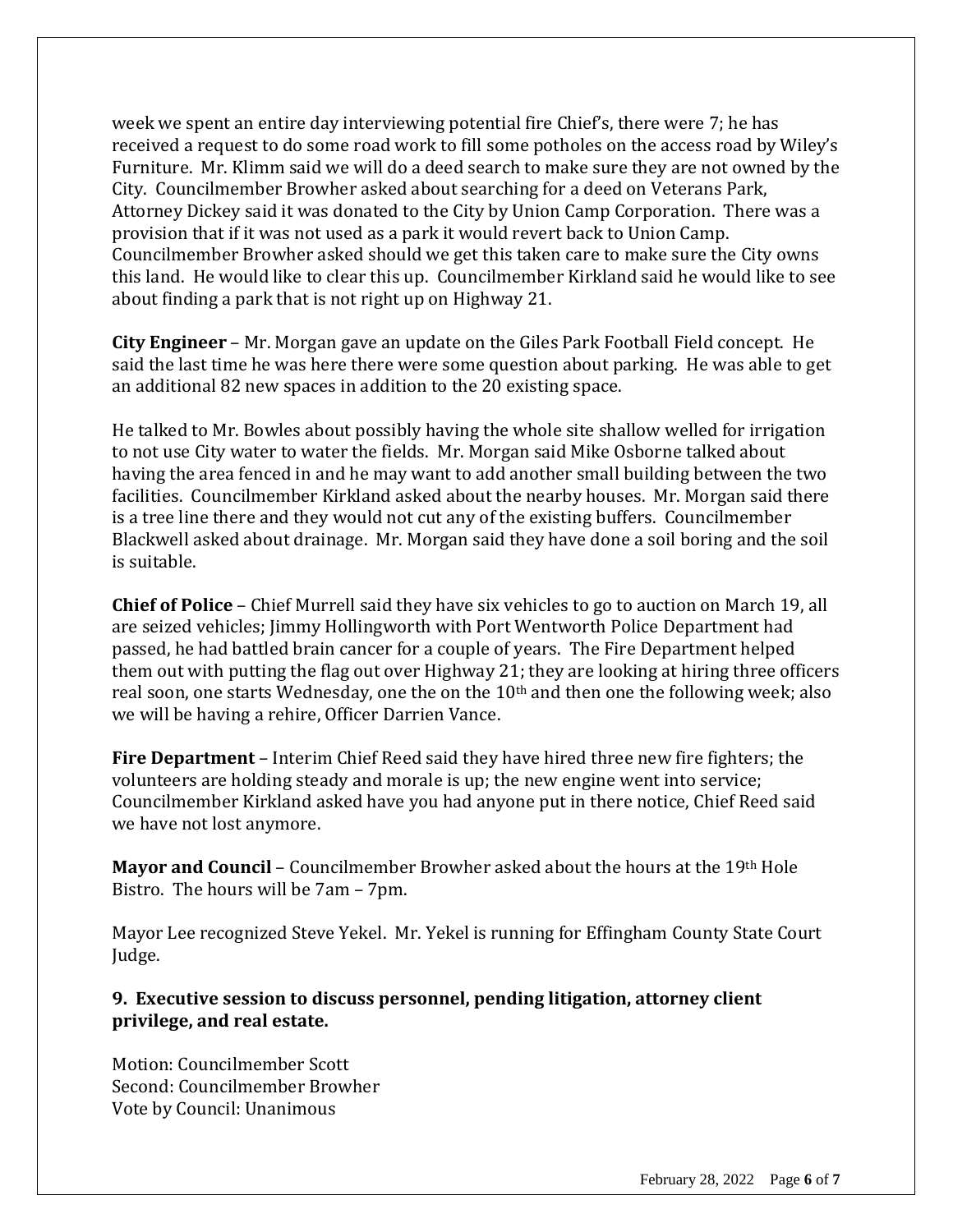week we spent an entire day interviewing potential fire Chief's, there were 7; he has received a request to do some road work to fill some potholes on the access road by Wiley's Furniture. Mr. Klimm said we will do a deed search to make sure they are not owned by the City. Councilmember Browher asked about searching for a deed on Veterans Park, Attorney Dickey said it was donated to the City by Union Camp Corporation. There was a provision that if it was not used as a park it would revert back to Union Camp. Councilmember Browher asked should we get this taken care to make sure the City owns this land. He would like to clear this up. Councilmember Kirkland said he would like to see about finding a park that is not right up on Highway 21.

**City Engineer** – Mr. Morgan gave an update on the Giles Park Football Field concept. He said the last time he was here there were some question about parking. He was able to get an additional 82 new spaces in addition to the 20 existing space.

He talked to Mr. Bowles about possibly having the whole site shallow welled for irrigation to not use City water to water the fields. Mr. Morgan said Mike Osborne talked about having the area fenced in and he may want to add another small building between the two facilities. Councilmember Kirkland asked about the nearby houses. Mr. Morgan said there is a tree line there and they would not cut any of the existing buffers. Councilmember Blackwell asked about drainage. Mr. Morgan said they have done a soil boring and the soil is suitable.

**Chief of Police** – Chief Murrell said they have six vehicles to go to auction on March 19, all are seized vehicles; Jimmy Hollingworth with Port Wentworth Police Department had passed, he had battled brain cancer for a couple of years. The Fire Department helped them out with putting the flag out over Highway 21; they are looking at hiring three officers real soon, one starts Wednesday, one the on the 10th and then one the following week; also we will be having a rehire, Officer Darrien Vance.

**Fire Department** – Interim Chief Reed said they have hired three new fire fighters; the volunteers are holding steady and morale is up; the new engine went into service; Councilmember Kirkland asked have you had anyone put in there notice, Chief Reed said we have not lost anymore.

**Mayor and Council** – Councilmember Browher asked about the hours at the 19th Hole Bistro. The hours will be 7am – 7pm.

Mayor Lee recognized Steve Yekel. Mr. Yekel is running for Effingham County State Court Judge.

**9. Executive session to discuss personnel, pending litigation, attorney client privilege, and real estate.**

Motion: Councilmember Scott
Second: Councilmember Browher
Vote by Council: Unanimous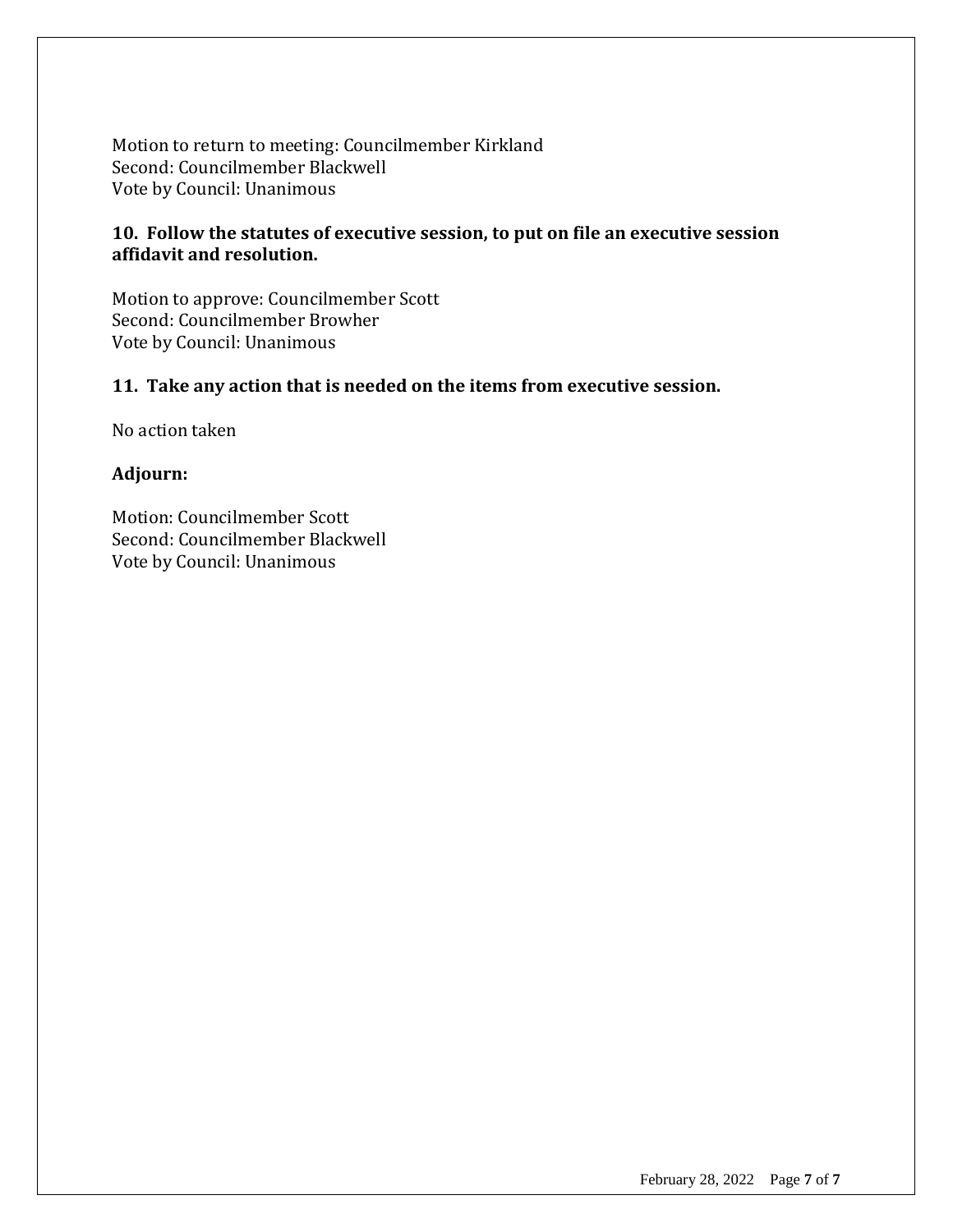Motion to return to meeting: Councilmember Kirkland
Second: Councilmember Blackwell
Vote by Council: Unanimous

**10. Follow the statutes of executive session, to put on file an executive session affidavit and resolution.**

Motion to approve: Councilmember Scott
Second: Councilmember Browher
Vote by Council: Unanimous

**11. Take any action that is needed on the items from executive session.**

No action taken

**Adjourn:**

Motion: Councilmember Scott
Second: Councilmember Blackwell
Vote by Council: Unanimous